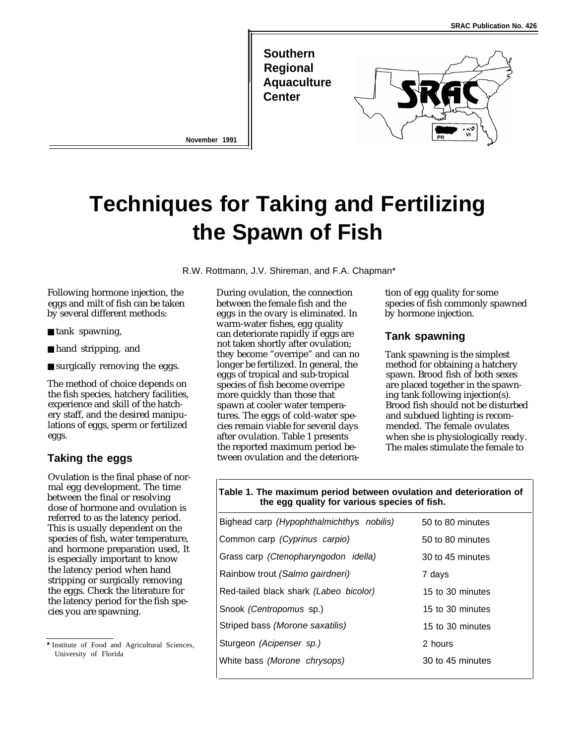SRAC Publication No. 426

Southern Regional Aquaculture Center

November 1991

# Techniques for Taking and Fertilizing the Spawn of Fish

R.W. Rottmann, J.V. Shireman, and F.A. Chapman*

Following hormone injection, the eggs and milt of fish can be taken by several different methods:

- tank spawning,
- hand stripping, and
- surgically removing the eggs.

The method of choice depends on the fish species, hatchery facilities, experience and skill of the hatchery staff, and the desired manipulations of eggs, sperm or fertilized eggs.

## Taking the eggs

Ovulation is the final phase of normal egg development. The time between the final or resolving dose of hormone and ovulation is referred to as the latency period. This is usually dependent on the species of fish, water temperature, and hormone preparation used, It is especially important to know the latency period when hand stripping or surgically removing the eggs. Check the literature for the latency period for the fish species you are spawning.

During ovulation, the connection between the female fish and the eggs in the ovary is eliminated. In warm-water fishes, egg quality can deteriorate rapidly if eggs are not taken shortly after ovulation; they become "overripe" and can no longer be fertilized. In general, the eggs of tropical and sub-tropical species of fish become overripe more quickly than those that spawn at cooler water temperatures. The eggs of cold-water species remain viable for several days after ovulation. Table 1 presents the reported maximum period between ovulation and the deterioration of egg quality for some species of fish commonly spawned by hormone injection.

## Tank spawning

Tank spawning is the simplest method for obtaining a hatchery spawn. Brood fish of both sexes are placed together in the spawning tank following injection(s). Brood fish should not be disturbed and subdued lighting is recommended. The female ovulates when she is physiologically ready. The males stimulate the female to

**Table 1. The maximum period between ovulation and deterioration of the egg quality for various species of fish.**

| Species | Period |
|---|---|
| Bighead carp *(Hypophthalmichthys nobilis)* | 50 to 80 minutes |
| Common carp *(Cyprinus carpio)* | 50 to 80 minutes |
| Grass carp *(Ctenopharyngodon idella)* | 30 to 45 minutes |
| Rainbow trout *(Salmo gairdneri)* | 7 days |
| Red-tailed black shark *(Labeo bicolor)* | 15 to 30 minutes |
| Snook *(Centropomus* sp.) | 15 to 30 minutes |
| Striped bass *(Morone saxatilis)* | 15 to 30 minutes |
| Sturgeon *(Acipenser sp.)* | 2 hours |
| White bass *(Morone chrysops)* | 30 to 45 minutes |

\* Institute of Food and Agricultural Sciences, University of Florida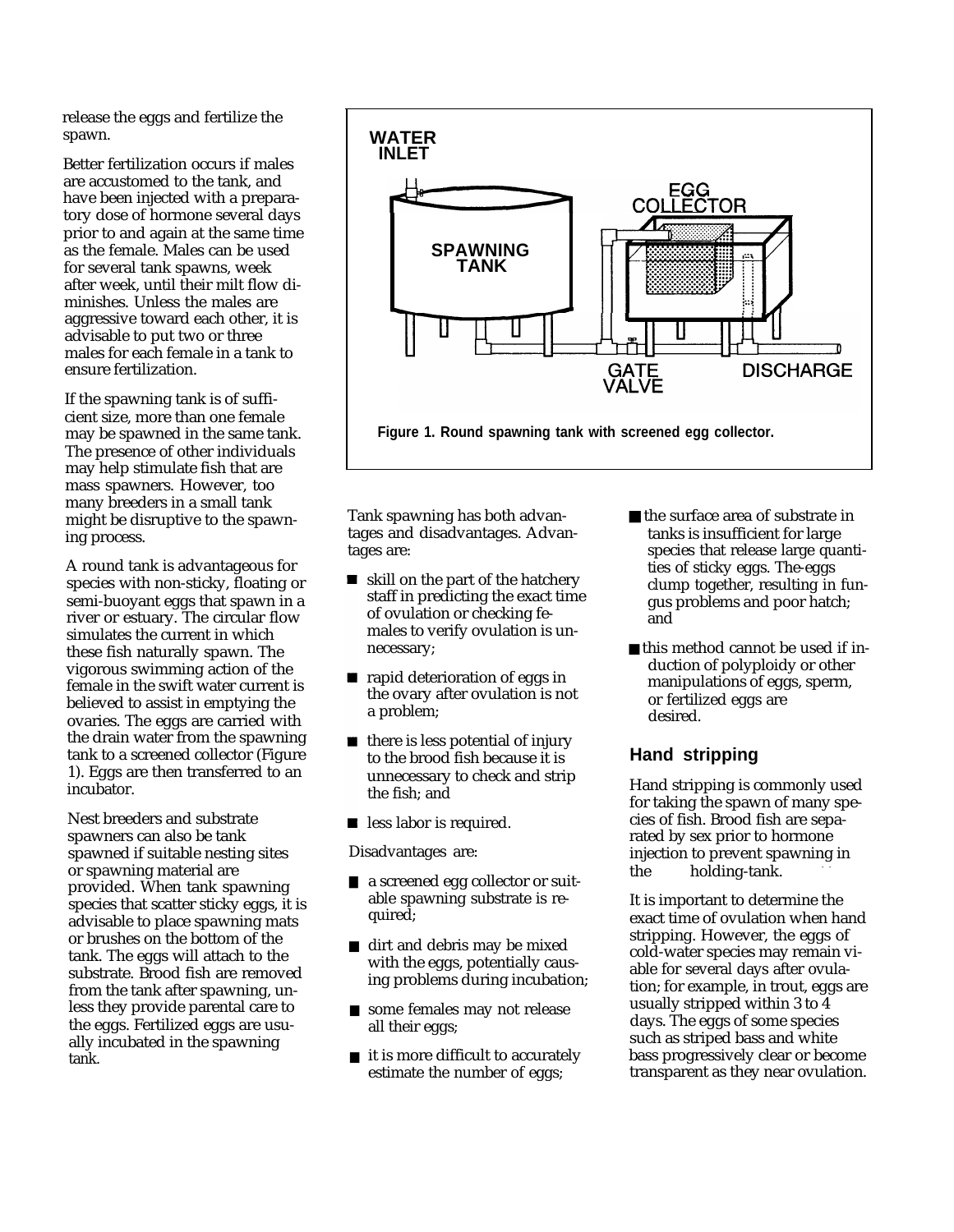release the eggs and fertilize the spawn.

Better fertilization occurs if males are accustomed to the tank, and have been injected with a preparatory dose of hormone several days prior to and again at the same time as the female. Males can be used for several tank spawns, week after week, until their milt flow diminishes. Unless the males are aggressive toward each other, it is advisable to put two or three males for each female in a tank to ensure fertilization.

If the spawning tank is of sufficient size, more than one female may be spawned in the same tank. The presence of other individuals may help stimulate fish that are mass spawners. However, too many breeders in a small tank might be disruptive to the spawning process.

A round tank is advantageous for species with non-sticky, floating or semi-buoyant eggs that spawn in a river or estuary. The circular flow simulates the current in which these fish naturally spawn. The vigorous swimming action of the female in the swift water current is believed to assist in emptying the ovaries. The eggs are carried with the drain water from the spawning tank to a screened collector (Figure 1). Eggs are then transferred to an incubator.

Nest breeders and substrate spawners can also be tank spawned if suitable nesting sites or spawning material are provided. When tank spawning species that scatter sticky eggs, it is advisable to place spawning mats or brushes on the bottom of the tank. The eggs will attach to the substrate. Brood fish are removed from the tank after spawning, unless they provide parental care to the eggs. Fertilized eggs are usually incubated in the spawning tank.

WATER INLET

SPAWNING TANK

EGG COLLECTOR

GATE VALVE

DISCHARGE

**Figure 1. Round spawning tank with screened egg collector.**

Tank spawning has both advantages and disadvantages. Advantages are:

- skill on the part of the hatchery staff in predicting the exact time of ovulation or checking females to verify ovulation is unnecessary;
- rapid deterioration of eggs in the ovary after ovulation is not a problem;
- there is less potential of injury to the brood fish because it is unnecessary to check and strip the fish; and
- less labor is required.

Disadvantages are:

- a screened egg collector or suitable spawning substrate is required;
- dirt and debris may be mixed with the eggs, potentially causing problems during incubation;
- some females may not release all their eggs;
- it is more difficult to accurately estimate the number of eggs;
- the surface area of substrate in tanks is insufficient for large species that release large quantities of sticky eggs. The-eggs clump together, resulting in fungus problems and poor hatch; and
- this method cannot be used if induction of polyploidy or other manipulations of eggs, sperm, or fertilized eggs are desired.

## Hand stripping

Hand stripping is commonly used for taking the spawn of many species of fish. Brood fish are separated by sex prior to hormone injection to prevent spawning in the holding-tank.

It is important to determine the exact time of ovulation when hand stripping. However, the eggs of cold-water species may remain viable for several days after ovulation; for example, in trout, eggs are usually stripped within 3 to 4 days. The eggs of some species such as striped bass and white bass progressively clear or become transparent as they near ovulation.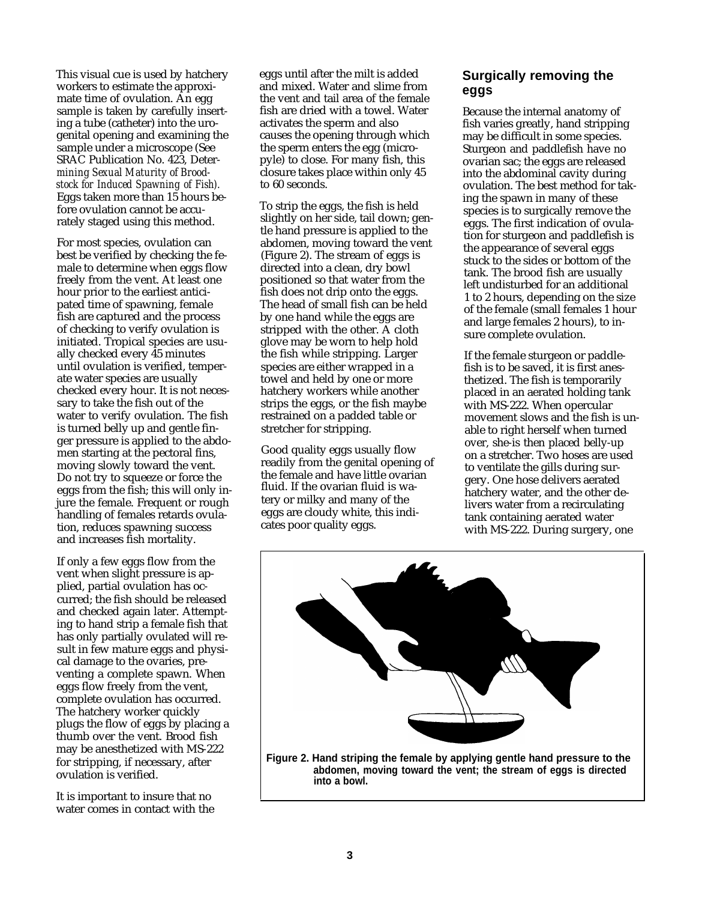This visual cue is used by hatchery workers to estimate the approximate time of ovulation. An egg sample is taken by carefully inserting a tube (catheter) into the urogenital opening and examining the sample under a microscope (See SRAC Publication No. 423, *Determining Sexual Maturity of Broodstock for Induced Spawning of Fish).* Eggs taken more than 15 hours before ovulation cannot be accurately staged using this method.

For most species, ovulation can best be verified by checking the female to determine when eggs flow freely from the vent. At least one hour prior to the earliest anticipated time of spawning, female fish are captured and the process of checking to verify ovulation is initiated. Tropical species are usually checked every 45 minutes until ovulation is verified, temperate water species are usually checked every hour. It is not necessary to take the fish out of the water to verify ovulation. The fish is turned belly up and gentle finger pressure is applied to the abdomen starting at the pectoral fins, moving slowly toward the vent. Do not try to squeeze or force the eggs from the fish; this will only injure the female. Frequent or rough handling of females retards ovulation, reduces spawning success and increases fish mortality.

If only a few eggs flow from the vent when slight pressure is applied, partial ovulation has occurred; the fish should be released and checked again later. Attempting to hand strip a female fish that has only partially ovulated will result in few mature eggs and physical damage to the ovaries, preventing a complete spawn. When eggs flow freely from the vent, complete ovulation has occurred. The hatchery worker quickly plugs the flow of eggs by placing a thumb over the vent. Brood fish may be anesthetized with MS-222 for stripping, if necessary, after ovulation is verified.

It is important to insure that no water comes in contact with the eggs until after the milt is added and mixed. Water and slime from the vent and tail area of the female fish are dried with a towel. Water activates the sperm and also causes the opening through which the sperm enters the egg (micropyle) to close. For many fish, this closure takes place within only 45 to 60 seconds.

To strip the eggs, the fish is held slightly on her side, tail down; gentle hand pressure is applied to the abdomen, moving toward the vent (Figure 2). The stream of eggs is directed into a clean, dry bowl positioned so that water from the fish does not drip onto the eggs. The head of small fish can be held by one hand while the eggs are stripped with the other. A cloth glove may be worn to help hold the fish while stripping. Larger species are either wrapped in a towel and held by one or more hatchery workers while another strips the eggs, or the fish maybe restrained on a padded table or stretcher for stripping.

Good quality eggs usually flow readily from the genital opening of the female and have little ovarian fluid. If the ovarian fluid is watery or milky and many of the eggs are cloudy white, this indicates poor quality eggs.

## Surgically removing the eggs

Because the internal anatomy of fish varies greatly, hand stripping may be difficult in some species. Sturgeon and paddlefish have no ovarian sac; the eggs are released into the abdominal cavity during ovulation. The best method for taking the spawn in many of these species is to surgically remove the eggs. The first indication of ovulation for sturgeon and paddlefish is the appearance of several eggs stuck to the sides or bottom of the tank. The brood fish are usually left undisturbed for an additional 1 to 2 hours, depending on the size of the female (small females 1 hour and large females 2 hours), to insure complete ovulation.

If the female sturgeon or paddlefish is to be saved, it is first anesthetized. The fish is temporarily placed in an aerated holding tank with MS-222. When opercular movement slows and the fish is unable to right herself when turned over, she-is then placed belly-up on a stretcher. Two hoses are used to ventilate the gills during surgery. One hose delivers aerated hatchery water, and the other delivers water from a recirculating tank containing aerated water with MS-222. During surgery, one

**Figure 2. Hand striping the female by applying gentle hand pressure to the abdomen, moving toward the vent; the stream of eggs is directed into a bowl.**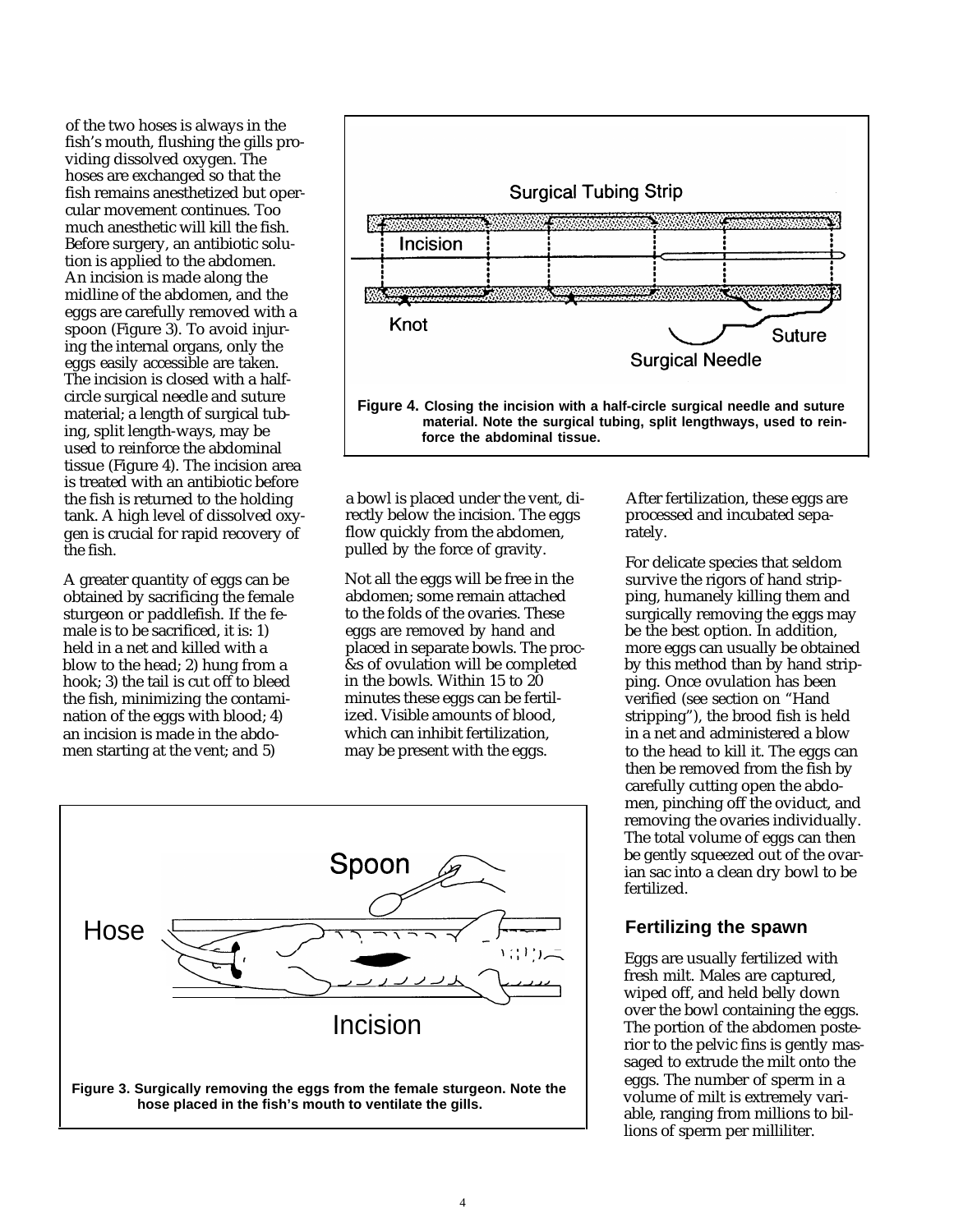of the two hoses is always in the fish's mouth, flushing the gills providing dissolved oxygen. The hoses are exchanged so that the fish remains anesthetized but opercular movement continues. Too much anesthetic will kill the fish. Before surgery, an antibiotic solution is applied to the abdomen. An incision is made along the midline of the abdomen, and the eggs are carefully removed with a spoon (Figure 3). To avoid injuring the internal organs, only the eggs easily accessible are taken. The incision is closed with a half-circle surgical needle and suture material; a length of surgical tubing, split length-ways, may be used to reinforce the abdominal tissue (Figure 4). The incision area is treated with an antibiotic before the fish is returned to the holding tank. A high level of dissolved oxygen is crucial for rapid recovery of the fish.

A greater quantity of eggs can be obtained by sacrificing the female sturgeon or paddlefish. If the female is to be sacrificed, it is: 1) held in a net and killed with a blow to the head; 2) hung from a hook; 3) the tail is cut off to bleed the fish, minimizing the contamination of the eggs with blood; 4) an incision is made in the abdomen starting at the vent; and 5) a bowl is placed under the vent, directly below the incision. The eggs flow quickly from the abdomen, pulled by the force of gravity.

Not all the eggs will be free in the abdomen; some remain attached to the folds of the ovaries. These eggs are removed by hand and placed in separate bowls. The proc-&s of ovulation will be completed in the bowls. Within 15 to 20 minutes these eggs can be fertilized. Visible amounts of blood, which can inhibit fertilization, may be present with the eggs. After fertilization, these eggs are processed and incubated separately.

For delicate species that seldom survive the rigors of hand stripping, humanely killing them and surgically removing the eggs may be the best option. In addition, more eggs can usually be obtained by this method than by hand stripping. Once ovulation has been verified (see section on "Hand stripping"), the brood fish is held in a net and administered a blow to the head to kill it. The eggs can then be removed from the fish by carefully cutting open the abdomen, pinching off the oviduct, and removing the ovaries individually. The total volume of eggs can then be gently squeezed out of the ovarian sac into a clean dry bowl to be fertilized.

**Figure 4.** Closing the incision with a half-circle surgical needle and suture material. Note the surgical tubing, split lengthways, used to reinforce the abdominal tissue.

**Figure 3.** Surgically removing the eggs from the female sturgeon. Note the hose placed in the fish's mouth to ventilate the gills.

## Fertilizing the spawn

Eggs are usually fertilized with fresh milt. Males are captured, wiped off, and held belly down over the bowl containing the eggs. The portion of the abdomen posterior to the pelvic fins is gently massaged to extrude the milt onto the eggs. The number of sperm in a volume of milt is extremely variable, ranging from millions to billions of sperm per milliliter.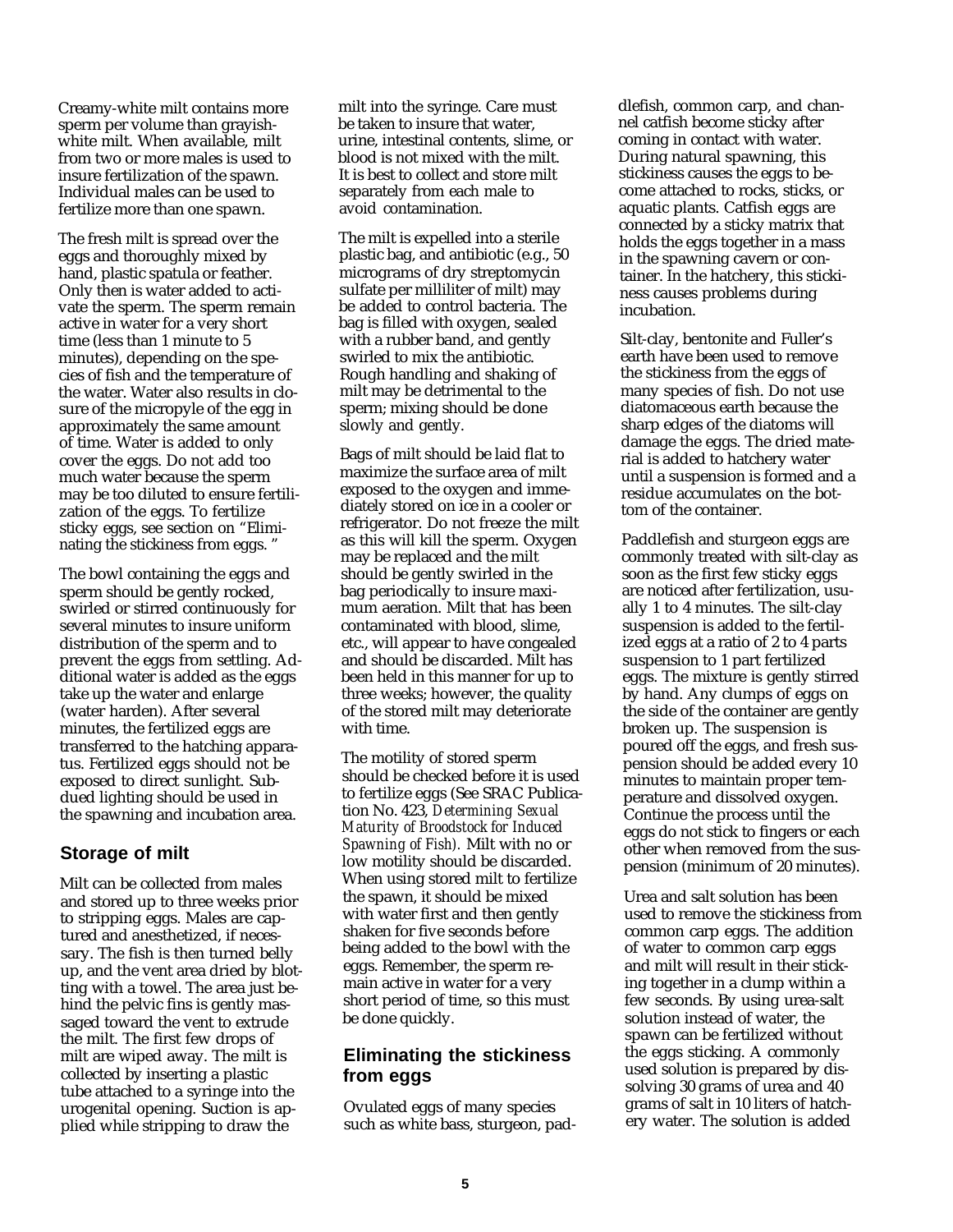Creamy-white milt contains more sperm per volume than grayish-white milt. When available, milt from two or more males is used to insure fertilization of the spawn. Individual males can be used to fertilize more than one spawn.

The fresh milt is spread over the eggs and thoroughly mixed by hand, plastic spatula or feather. Only then is water added to activate the sperm. The sperm remain active in water for a very short time (less than 1 minute to 5 minutes), depending on the species of fish and the temperature of the water. Water also results in closure of the micropyle of the egg in approximately the same amount of time. Water is added to only cover the eggs. Do not add too much water because the sperm may be too diluted to ensure fertilization of the eggs. To fertilize sticky eggs, see section on "Eliminating the stickiness from eggs."

The bowl containing the eggs and sperm should be gently rocked, swirled or stirred continuously for several minutes to insure uniform distribution of the sperm and to prevent the eggs from settling. Additional water is added as the eggs take up the water and enlarge (water harden). After several minutes, the fertilized eggs are transferred to the hatching apparatus. Fertilized eggs should not be exposed to direct sunlight. Subdued lighting should be used in the spawning and incubation area.

## Storage of milt

Milt can be collected from males and stored up to three weeks prior to stripping eggs. Males are captured and anesthetized, if necessary. The fish is then turned belly up, and the vent area dried by blotting with a towel. The area just behind the pelvic fins is gently massaged toward the vent to extrude the milt. The first few drops of milt are wiped away. The milt is collected by inserting a plastic tube attached to a syringe into the urogenital opening. Suction is applied while stripping to draw the milt into the syringe. Care must be taken to insure that water, urine, intestinal contents, slime, or blood is not mixed with the milt. It is best to collect and store milt separately from each male to avoid contamination.

The milt is expelled into a sterile plastic bag, and antibiotic (e.g., 50 micrograms of dry streptomycin sulfate per milliliter of milt) may be added to control bacteria. The bag is filled with oxygen, sealed with a rubber band, and gently swirled to mix the antibiotic. Rough handling and shaking of milt may be detrimental to the sperm; mixing should be done slowly and gently.

Bags of milt should be laid flat to maximize the surface area of milt exposed to the oxygen and immediately stored on ice in a cooler or refrigerator. Do not freeze the milt as this will kill the sperm. Oxygen may be replaced and the milt should be gently swirled in the bag periodically to insure maximum aeration. Milt that has been contaminated with blood, slime, etc., will appear to have congealed and should be discarded. Milt has been held in this manner for up to three weeks; however, the quality of the stored milt may deteriorate with time.

The motility of stored sperm should be checked before it is used to fertilize eggs (See SRAC Publication No. 423, *Determining Sexual Maturity of Broodstock for Induced Spawning of Fish).* Milt with no or low motility should be discarded. When using stored milt to fertilize the spawn, it should be mixed with water first and then gently shaken for five seconds before being added to the bowl with the eggs. Remember, the sperm remain active in water for a very short period of time, so this must be done quickly.

## Eliminating the stickiness from eggs

Ovulated eggs of many species such as white bass, sturgeon, paddlefish, common carp, and channel catfish become sticky after coming in contact with water. During natural spawning, this stickiness causes the eggs to become attached to rocks, sticks, or aquatic plants. Catfish eggs are connected by a sticky matrix that holds the eggs together in a mass in the spawning cavern or container. In the hatchery, this stickiness causes problems during incubation.

Silt-clay, bentonite and Fuller's earth have been used to remove the stickiness from the eggs of many species of fish. Do not use diatomaceous earth because the sharp edges of the diatoms will damage the eggs. The dried material is added to hatchery water until a suspension is formed and a residue accumulates on the bottom of the container.

Paddlefish and sturgeon eggs are commonly treated with silt-clay as soon as the first few sticky eggs are noticed after fertilization, usually 1 to 4 minutes. The silt-clay suspension is added to the fertilized eggs at a ratio of 2 to 4 parts suspension to 1 part fertilized eggs. The mixture is gently stirred by hand. Any clumps of eggs on the side of the container are gently broken up. The suspension is poured off the eggs, and fresh suspension should be added every 10 minutes to maintain proper temperature and dissolved oxygen. Continue the process until the eggs do not stick to fingers or each other when removed from the suspension (minimum of 20 minutes).

Urea and salt solution has been used to remove the stickiness from common carp eggs. The addition of water to common carp eggs and milt will result in their sticking together in a clump within a few seconds. By using urea-salt solution instead of water, the spawn can be fertilized without the eggs sticking. A commonly used solution is prepared by dissolving 30 grams of urea and 40 grams of salt in 10 liters of hatchery water. The solution is added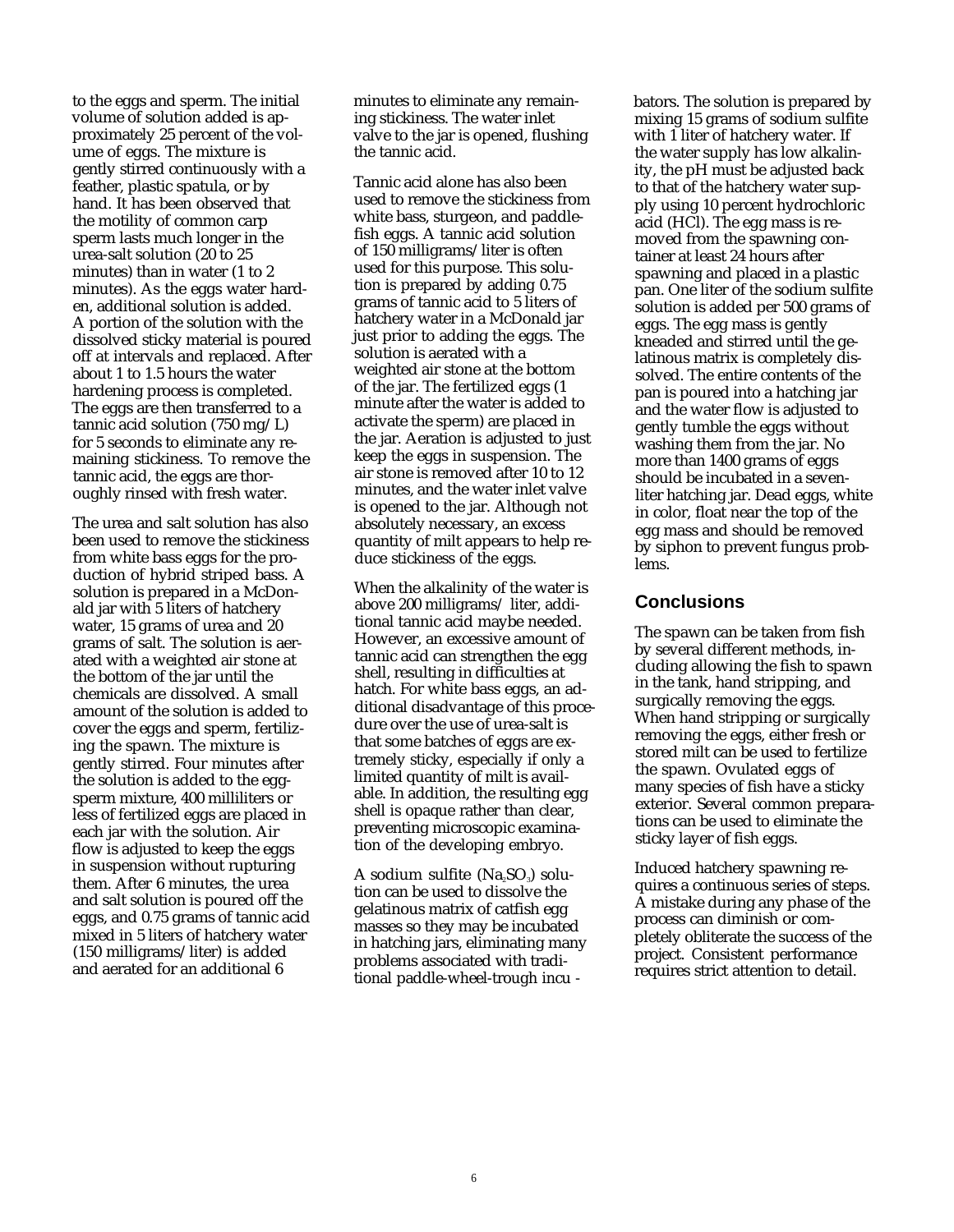to the eggs and sperm. The initial volume of solution added is approximately 25 percent of the volume of eggs. The mixture is gently stirred continuously with a feather, plastic spatula, or by hand. It has been observed that the motility of common carp sperm lasts much longer in the urea-salt solution (20 to 25 minutes) than in water (1 to 2 minutes). As the eggs water harden, additional solution is added. A portion of the solution with the dissolved sticky material is poured off at intervals and replaced. After about 1 to 1.5 hours the water hardening process is completed. The eggs are then transferred to a tannic acid solution (750 mg/L) for 5 seconds to eliminate any remaining stickiness. To remove the tannic acid, the eggs are thoroughly rinsed with fresh water.

The urea and salt solution has also been used to remove the stickiness from white bass eggs for the production of hybrid striped bass. A solution is prepared in a McDonald jar with 5 liters of hatchery water, 15 grams of urea and 20 grams of salt. The solution is aerated with a weighted air stone at the bottom of the jar until the chemicals are dissolved. A small amount of the solution is added to cover the eggs and sperm, fertilizing the spawn. The mixture is gently stirred. Four minutes after the solution is added to the egg-sperm mixture, 400 milliliters or less of fertilized eggs are placed in each jar with the solution. Air flow is adjusted to keep the eggs in suspension without rupturing them. After 6 minutes, the urea and salt solution is poured off the eggs, and 0.75 grams of tannic acid mixed in 5 liters of hatchery water (150 milligrams/liter) is added and aerated for an additional 6 minutes to eliminate any remaining stickiness. The water inlet valve to the jar is opened, flushing the tannic acid.

Tannic acid alone has also been used to remove the stickiness from white bass, sturgeon, and paddlefish eggs. A tannic acid solution of 150 milligrams/liter is often used for this purpose. This solution is prepared by adding 0.75 grams of tannic acid to 5 liters of hatchery water in a McDonald jar just prior to adding the eggs. The solution is aerated with a weighted air stone at the bottom of the jar. The fertilized eggs (1 minute after the water is added to activate the sperm) are placed in the jar. Aeration is adjusted to just keep the eggs in suspension. The air stone is removed after 10 to 12 minutes, and the water inlet valve is opened to the jar. Although not absolutely necessary, an excess quantity of milt appears to help reduce stickiness of the eggs.

When the alkalinity of the water is above 200 milligrams/ liter, additional tannic acid maybe needed. However, an excessive amount of tannic acid can strengthen the egg shell, resulting in difficulties at hatch. For white bass eggs, an additional disadvantage of this procedure over the use of urea-salt is that some batches of eggs are extremely sticky, especially if only a limited quantity of milt is available. In addition, the resulting egg shell is opaque rather than clear, preventing microscopic examination of the developing embryo.

A sodium sulfite ($Na_2SO_3$) solution can be used to dissolve the gelatinous matrix of catfish egg masses so they may be incubated in hatching jars, eliminating many problems associated with traditional paddle-wheel-trough incubators. The solution is prepared by mixing 15 grams of sodium sulfite with 1 liter of hatchery water. If the water supply has low alkalinity, the pH must be adjusted back to that of the hatchery water supply using 10 percent hydrochloric acid (HCl). The egg mass is removed from the spawning container at least 24 hours after spawning and placed in a plastic pan. One liter of the sodium sulfite solution is added per 500 grams of eggs. The egg mass is gently kneaded and stirred until the gelatinous matrix is completely dissolved. The entire contents of the pan is poured into a hatching jar and the water flow is adjusted to gently tumble the eggs without washing them from the jar. No more than 1400 grams of eggs should be incubated in a seven-liter hatching jar. Dead eggs, white in color, float near the top of the egg mass and should be removed by siphon to prevent fungus problems.

## Conclusions

The spawn can be taken from fish by several different methods, including allowing the fish to spawn in the tank, hand stripping, and surgically removing the eggs. When hand stripping or surgically removing the eggs, either fresh or stored milt can be used to fertilize the spawn. Ovulated eggs of many species of fish have a sticky exterior. Several common preparations can be used to eliminate the sticky layer of fish eggs.

Induced hatchery spawning requires a continuous series of steps. A mistake during any phase of the process can diminish or completely obliterate the success of the project. Consistent performance requires strict attention to detail.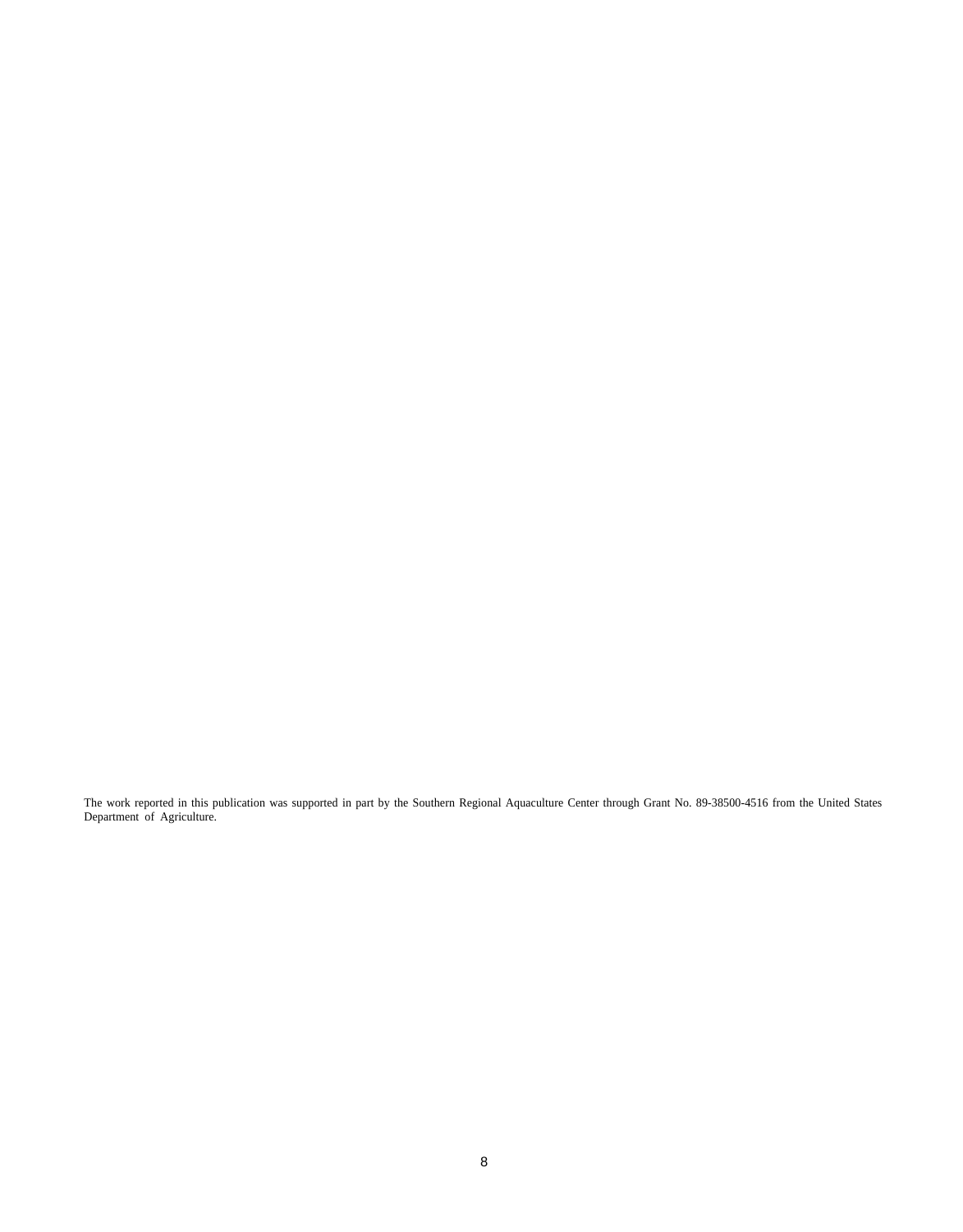The work reported in this publication was supported in part by the Southern Regional Aquaculture Center through Grant No. 89-38500-4516 from the United States Department of Agriculture.